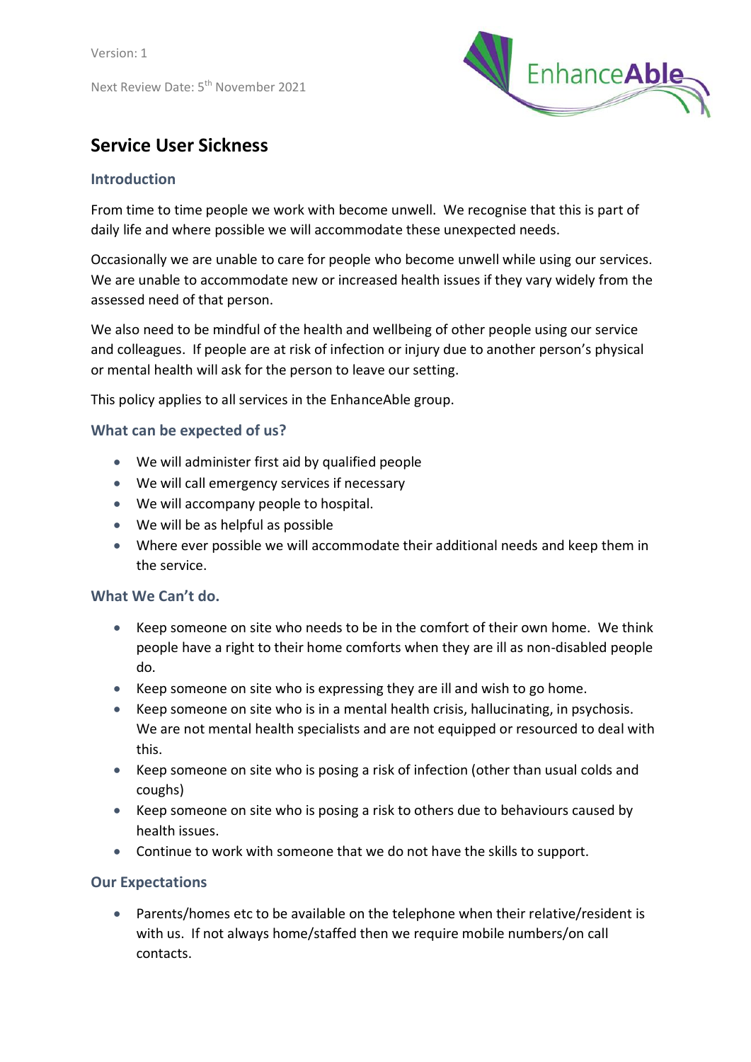Version: 1

Next Review Date: 5th November 2021

# Service User Sickness

## Introduction

From time to time people we work with become unwell. We recognise that this is part of daily life and where possible we will accommodate these unexpected needs.

Occasionally we are unable to care for people who become unwell while using our services. We are unable to accommodate new or increased health issues if they vary widely from the assessed need of that person.

We also need to be mindful of the health and wellbeing of other people using our service and colleagues. If people are at risk of infection or injury due to another person's physical or mental health will ask for the person to leave our setting.

This policy applies to all services in the EnhanceAble group.

## What can be expected of us?

- We will administer first aid by qualified people
- We will call emergency services if necessary
- We will accompany people to hospital.
- We will be as helpful as possible
- Where ever possible we will accommodate their additional needs and keep them in the service.

## What We Can't do.

- Keep someone on site who needs to be in the comfort of their own home. We think people have a right to their home comforts when they are ill as non-disabled people do.
- Keep someone on site who is expressing they are ill and wish to go home.
- Keep someone on site who is in a mental health crisis, hallucinating, in psychosis. We are not mental health specialists and are not equipped or resourced to deal with this.
- Keep someone on site who is posing a risk of infection (other than usual colds and coughs)
- Keep someone on site who is posing a risk to others due to behaviours caused by health issues.
- Continue to work with someone that we do not have the skills to support.

## Our Expectations

- Parents/homes etc to be available on the telephone when their relative/resident is with us. If not always home/staffed then we require mobile numbers/on call contacts.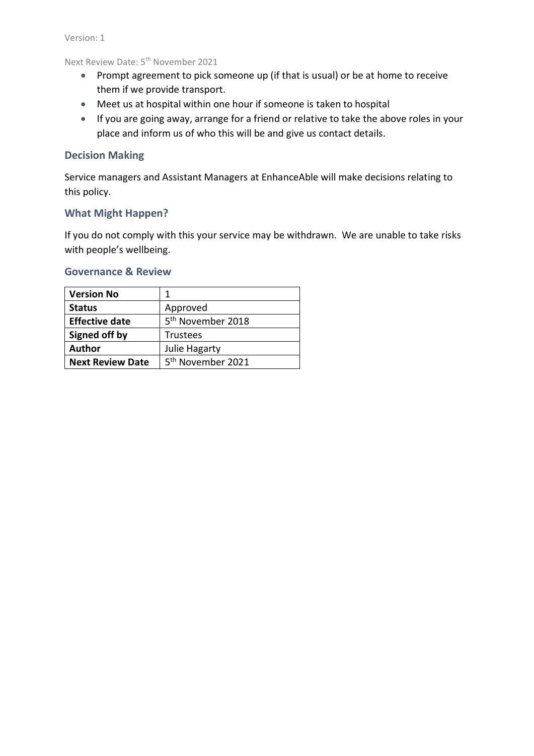- Prompt agreement to pick someone up (if that is usual) or be at home to receive them if we provide transport.
- Meet us at hospital within one hour if someone is taken to hospital
- If you are going away, arrange for a friend or relative to take the above roles in your place and inform us of who this will be and give us contact details.

### Decision Making

Service managers and Assistant Managers at EnhanceAble will make decisions relating to this policy.

### What Might Happen?

If you do not comply with this your service may be withdrawn. We are unable to take risks with people's wellbeing.

### Governance & Review

| | |
|---|---|
| **Version No** | 1 |
| **Status** | Approved |
| **Effective date** | 5th November 2018 |
| **Signed off by** | Trustees |
| **Author** | Julie Hagarty |
| **Next Review Date** | 5th November 2021 |